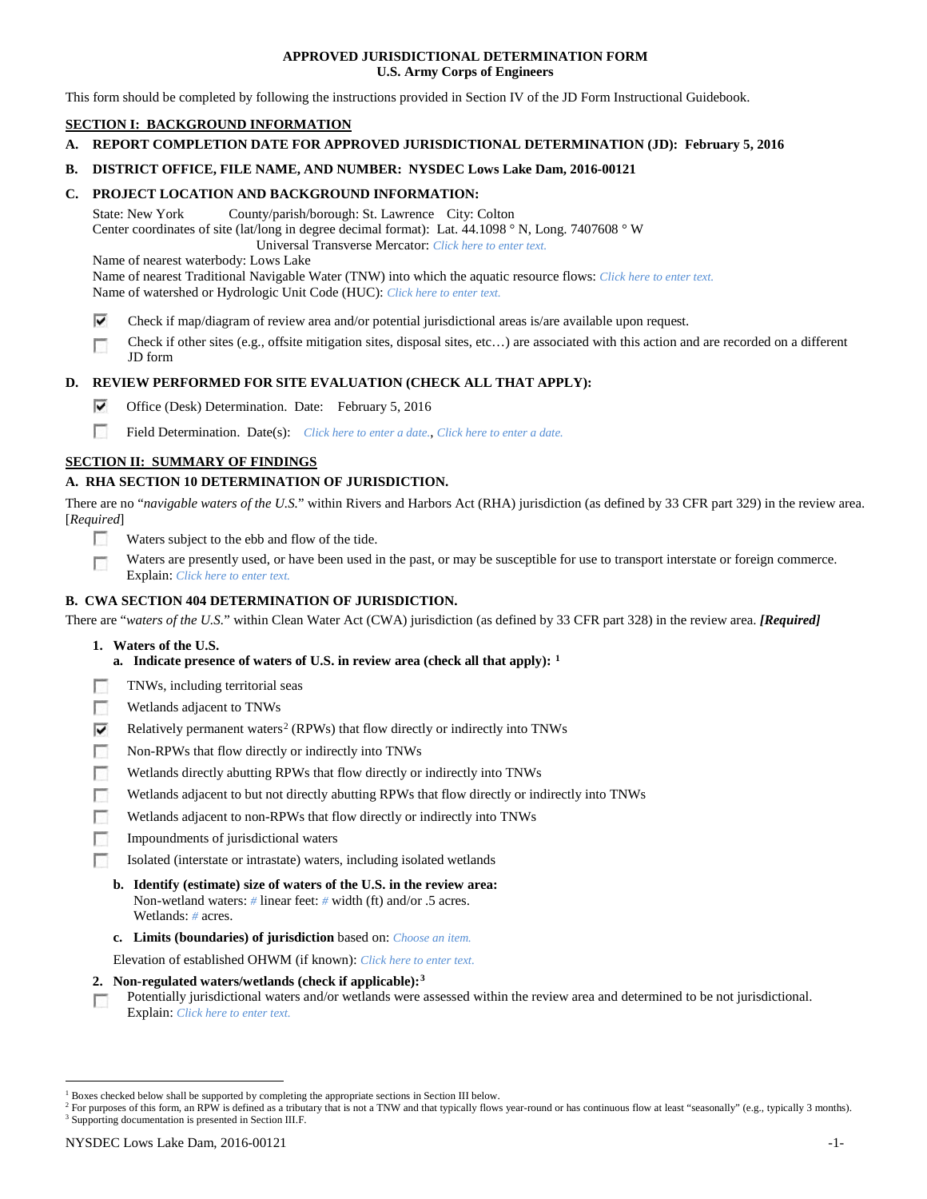**APPROVED JURISDICTIONAL DETERMINATION FORM**
**U.S. Army Corps of Engineers**

This form should be completed by following the instructions provided in Section IV of the JD Form Instructional Guidebook.

**SECTION I: BACKGROUND INFORMATION**

**A. REPORT COMPLETION DATE FOR APPROVED JURISDICTIONAL DETERMINATION (JD): February 5, 2016**

**B. DISTRICT OFFICE, FILE NAME, AND NUMBER: NYSDEC Lows Lake Dam, 2016-00121**

**C. PROJECT LOCATION AND BACKGROUND INFORMATION:**

State: New York County/parish/borough: St. Lawrence City: Colton
Center coordinates of site (lat/long in degree decimal format): Lat. 44.1098 ° N, Long. 7407608 ° W
Universal Transverse Mercator: *Click here to enter text.*
Name of nearest waterbody: Lows Lake
Name of nearest Traditional Navigable Water (TNW) into which the aquatic resource flows: *Click here to enter text.*
Name of watershed or Hydrologic Unit Code (HUC): *Click here to enter text.*

☑ Check if map/diagram of review area and/or potential jurisdictional areas is/are available upon request.
☐ Check if other sites (e.g., offsite mitigation sites, disposal sites, etc…) are associated with this action and are recorded on a different JD form

**D. REVIEW PERFORMED FOR SITE EVALUATION (CHECK ALL THAT APPLY):**

☑ Office (Desk) Determination. Date: February 5, 2016
☐ Field Determination. Date(s): *Click here to enter a date., Click here to enter a date.*

**SECTION II: SUMMARY OF FINDINGS**

**A. RHA SECTION 10 DETERMINATION OF JURISDICTION.**

There are no "*navigable waters of the U.S.*" within Rivers and Harbors Act (RHA) jurisdiction (as defined by 33 CFR part 329) in the review area. [*Required*]

☐ Waters subject to the ebb and flow of the tide.
☐ Waters are presently used, or have been used in the past, or may be susceptible for use to transport interstate or foreign commerce. Explain: *Click here to enter text.*

**B. CWA SECTION 404 DETERMINATION OF JURISDICTION.**

There are "*waters of the U.S.*" within Clean Water Act (CWA) jurisdiction (as defined by 33 CFR part 328) in the review area. ***[Required]***

**1. Waters of the U.S.**

**a. Indicate presence of waters of U.S. in review area (check all that apply):** [1]

☐ TNWs, including territorial seas
☐ Wetlands adjacent to TNWs
☑ Relatively permanent waters[2] (RPWs) that flow directly or indirectly into TNWs
☐ Non-RPWs that flow directly or indirectly into TNWs
☐ Wetlands directly abutting RPWs that flow directly or indirectly into TNWs
☐ Wetlands adjacent to but not directly abutting RPWs that flow directly or indirectly into TNWs
☐ Wetlands adjacent to non-RPWs that flow directly or indirectly into TNWs
☐ Impoundments of jurisdictional waters
☐ Isolated (interstate or intrastate) waters, including isolated wetlands

**b. Identify (estimate) size of waters of the U.S. in the review area:**
Non-wetland waters: *#* linear feet: *#* width (ft) and/or .5 acres.
Wetlands: *#* acres.

**c. Limits (boundaries) of jurisdiction** based on: *Choose an item.*

Elevation of established OHWM (if known): *Click here to enter text.*

**2. Non-regulated waters/wetlands (check if applicable):**[3]

☐ Potentially jurisdictional waters and/or wetlands were assessed within the review area and determined to be not jurisdictional. Explain: *Click here to enter text.*

---

[1] Boxes checked below shall be supported by completing the appropriate sections in Section III below.
[2] For purposes of this form, an RPW is defined as a tributary that is not a TNW and that typically flows year-round or has continuous flow at least "seasonally" (e.g., typically 3 months).
[3] Supporting documentation is presented in Section III.F.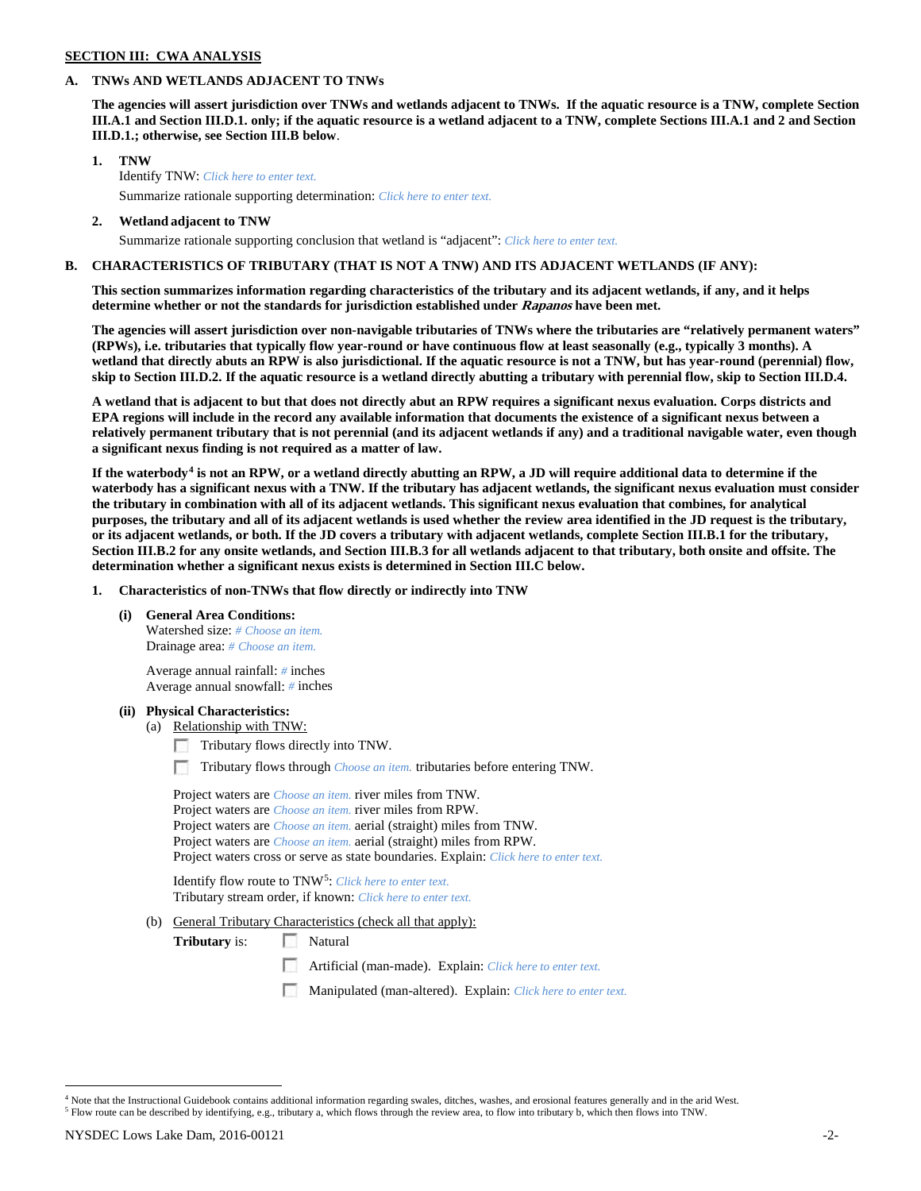**SECTION III: CWA ANALYSIS**

**A. TNWs AND WETLANDS ADJACENT TO TNWs**

**The agencies will assert jurisdiction over TNWs and wetlands adjacent to TNWs. If the aquatic resource is a TNW, complete Section III.A.1 and Section III.D.1. only; if the aquatic resource is a wetland adjacent to a TNW, complete Sections III.A.1 and 2 and Section III.D.1.; otherwise, see Section III.B below**.

**1. TNW**

Identify TNW: *Click here to enter text.*

Summarize rationale supporting determination: *Click here to enter text.*

**2. Wetland adjacent to TNW**

Summarize rationale supporting conclusion that wetland is "adjacent": *Click here to enter text.*

**B. CHARACTERISTICS OF TRIBUTARY (THAT IS NOT A TNW) AND ITS ADJACENT WETLANDS (IF ANY):**

**This section summarizes information regarding characteristics of the tributary and its adjacent wetlands, if any, and it helps determine whether or not the standards for jurisdiction established under *Rapanos* have been met.**

**The agencies will assert jurisdiction over non-navigable tributaries of TNWs where the tributaries are "relatively permanent waters" (RPWs), i.e. tributaries that typically flow year-round or have continuous flow at least seasonally (e.g., typically 3 months). A wetland that directly abuts an RPW is also jurisdictional. If the aquatic resource is not a TNW, but has year-round (perennial) flow, skip to Section III.D.2. If the aquatic resource is a wetland directly abutting a tributary with perennial flow, skip to Section III.D.4.**

**A wetland that is adjacent to but that does not directly abut an RPW requires a significant nexus evaluation. Corps districts and EPA regions will include in the record any available information that documents the existence of a significant nexus between a relatively permanent tributary that is not perennial (and its adjacent wetlands if any) and a traditional navigable water, even though a significant nexus finding is not required as a matter of law.**

**If the waterbody[4] is not an RPW, or a wetland directly abutting an RPW, a JD will require additional data to determine if the waterbody has a significant nexus with a TNW. If the tributary has adjacent wetlands, the significant nexus evaluation must consider the tributary in combination with all of its adjacent wetlands. This significant nexus evaluation that combines, for analytical purposes, the tributary and all of its adjacent wetlands is used whether the review area identified in the JD request is the tributary, or its adjacent wetlands, or both. If the JD covers a tributary with adjacent wetlands, complete Section III.B.1 for the tributary, Section III.B.2 for any onsite wetlands, and Section III.B.3 for all wetlands adjacent to that tributary, both onsite and offsite. The determination whether a significant nexus exists is determined in Section III.C below.**

**1. Characteristics of non-TNWs that flow directly or indirectly into TNW**

**(i) General Area Conditions:**

Watershed size: *# Choose an item.*
Drainage area: *# Choose an item.*

Average annual rainfall: *#* inches
Average annual snowfall: *#* inches

**(ii) Physical Characteristics:**

(a) Relationship with TNW:

☐ Tributary flows directly into TNW.

☐ Tributary flows through *Choose an item.* tributaries before entering TNW.

Project waters are *Choose an item.* river miles from TNW.
Project waters are *Choose an item.* river miles from RPW.
Project waters are *Choose an item.* aerial (straight) miles from TNW.
Project waters are *Choose an item.* aerial (straight) miles from RPW.
Project waters cross or serve as state boundaries. Explain: *Click here to enter text.*

Identify flow route to TNW[5]: *Click here to enter text.*
Tributary stream order, if known: *Click here to enter text.*

(b) General Tributary Characteristics (check all that apply):

**Tributary** is: ☐ Natural

☐ Artificial (man-made). Explain: *Click here to enter text.*

☐ Manipulated (man-altered). Explain: *Click here to enter text.*

---

[4] Note that the Instructional Guidebook contains additional information regarding swales, ditches, washes, and erosional features generally and in the arid West.

[5] Flow route can be described by identifying, e.g., tributary a, which flows through the review area, to flow into tributary b, which then flows into TNW.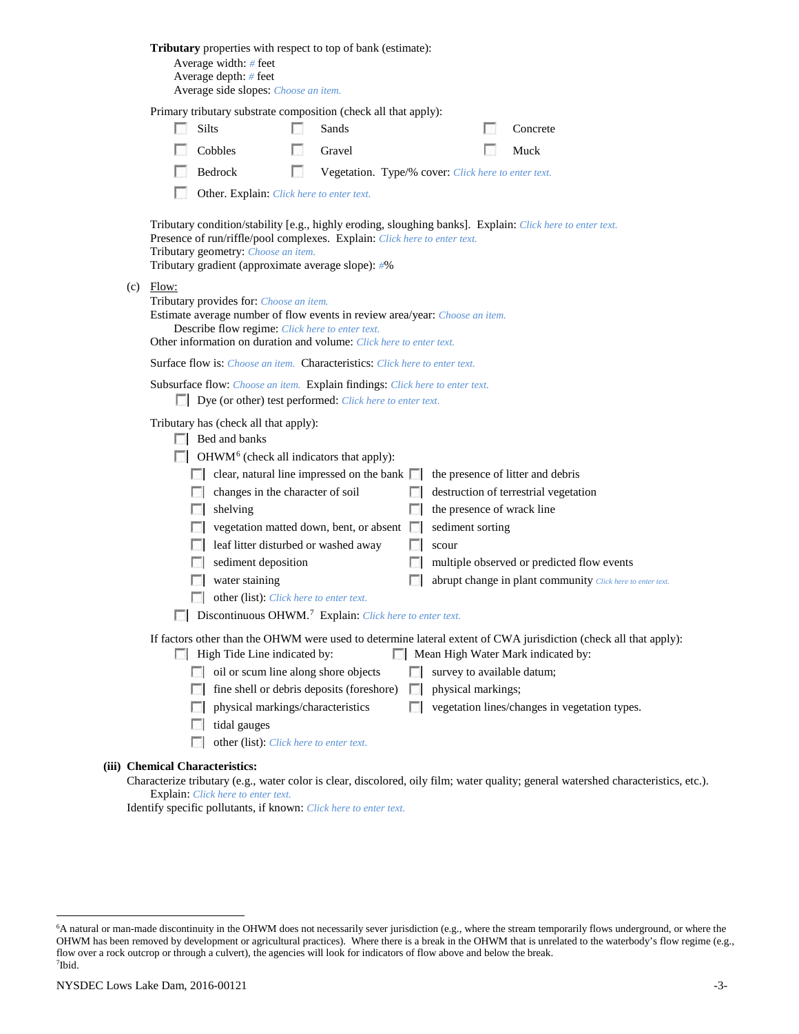**Tributary** properties with respect to top of bank (estimate):

Average width: # feet
Average depth: # feet
Average side slopes: Choose an item.

Primary tributary substrate composition (check all that apply):

- ☐ Silts
- ☐ Sands
- ☐ Concrete
- ☐ Cobbles
- ☐ Gravel
- ☐ Muck
- ☐ Bedrock
- ☐ Vegetation. Type/% cover: Click here to enter text.
- ☐ Other. Explain: Click here to enter text.

Tributary condition/stability [e.g., highly eroding, sloughing banks]. Explain: Click here to enter text.
Presence of run/riffle/pool complexes. Explain: Click here to enter text.
Tributary geometry: Choose an item.
Tributary gradient (approximate average slope): #%

(c) Flow:

Tributary provides for: Choose an item.
Estimate average number of flow events in review area/year: Choose an item.
Describe flow regime: Click here to enter text.
Other information on duration and volume: Click here to enter text.

Surface flow is: Choose an item. Characteristics: Click here to enter text.

Subsurface flow: Choose an item. Explain findings: Click here to enter text.

- ☐ Dye (or other) test performed: Click here to enter text.

Tributary has (check all that apply):

- ☐ Bed and banks
- ☐ OHWM[6] (check all indicators that apply):
  - ☐ clear, natural line impressed on the bank
  - ☐ the presence of litter and debris
  - ☐ changes in the character of soil
  - ☐ destruction of terrestrial vegetation
  - ☐ shelving
  - ☐ the presence of wrack line
  - ☐ vegetation matted down, bent, or absent
  - ☐ sediment sorting
  - ☐ leaf litter disturbed or washed away
  - ☐ scour
  - ☐ sediment deposition
  - ☐ multiple observed or predicted flow events
  - ☐ water staining
  - ☐ abrupt change in plant community Click here to enter text.
  - ☐ other (list): Click here to enter text.
- ☐ Discontinuous OHWM.[7] Explain: Click here to enter text.

If factors other than the OHWM were used to determine lateral extent of CWA jurisdiction (check all that apply):

- ☐ High Tide Line indicated by:
  - ☐ oil or scum line along shore objects
  - ☐ fine shell or debris deposits (foreshore)
  - ☐ physical markings/characteristics
  - ☐ tidal gauges
  - ☐ other (list): Click here to enter text.
- ☐ Mean High Water Mark indicated by:
  - ☐ survey to available datum;
  - ☐ physical markings;
  - ☐ vegetation lines/changes in vegetation types.

**(iii) Chemical Characteristics:**

Characterize tributary (e.g., water color is clear, discolored, oily film; water quality; general watershed characteristics, etc.).
Explain: Click here to enter text.
Identify specific pollutants, if known: Click here to enter text.

---

[6]A natural or man-made discontinuity in the OHWM does not necessarily sever jurisdiction (e.g., where the stream temporarily flows underground, or where the OHWM has been removed by development or agricultural practices). Where there is a break in the OHWM that is unrelated to the waterbody's flow regime (e.g., flow over a rock outcrop or through a culvert), the agencies will look for indicators of flow above and below the break.
[7]Ibid.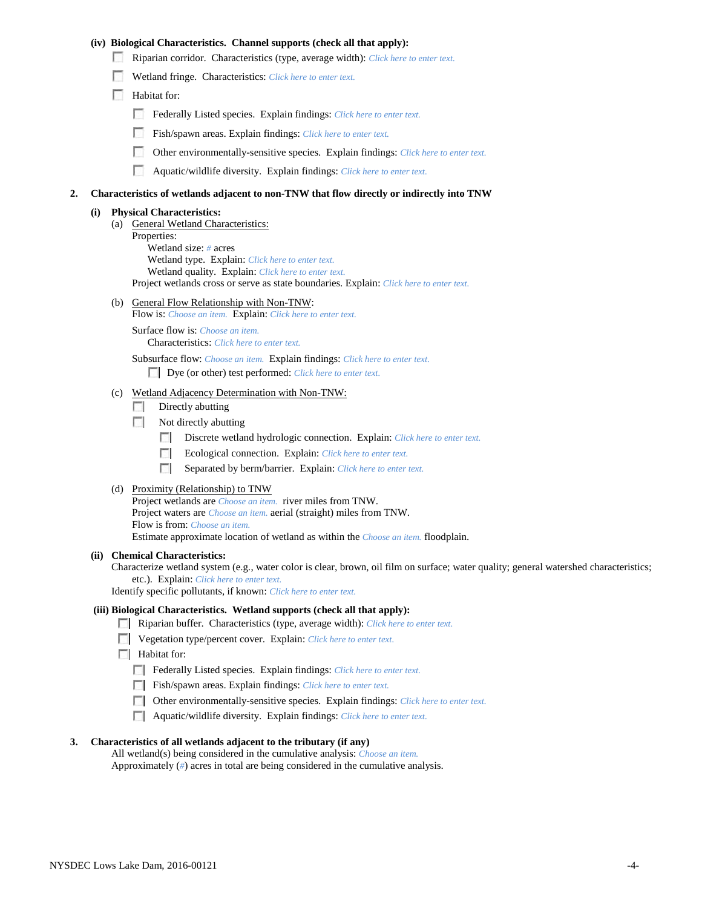**(iv) Biological Characteristics. Channel supports (check all that apply):**

- ☐ Riparian corridor. Characteristics (type, average width): *Click here to enter text.*
- ☐ Wetland fringe. Characteristics: *Click here to enter text.*
- ☐ Habitat for:
  - ☐ Federally Listed species. Explain findings: *Click here to enter text.*
  - ☐ Fish/spawn areas. Explain findings: *Click here to enter text.*
  - ☐ Other environmentally-sensitive species. Explain findings: *Click here to enter text.*
  - ☐ Aquatic/wildlife diversity. Explain findings: *Click here to enter text.*

**2. Characteristics of wetlands adjacent to non-TNW that flow directly or indirectly into TNW**

**(i) Physical Characteristics:**

(a) General Wetland Characteristics:

Properties:

Wetland size: *#* acres

Wetland type. Explain: *Click here to enter text.*

Wetland quality. Explain: *Click here to enter text.*

Project wetlands cross or serve as state boundaries. Explain: *Click here to enter text.*

(b) General Flow Relationship with Non-TNW:

Flow is: *Choose an item.* Explain: *Click here to enter text.*

Surface flow is: *Choose an item.*

Characteristics: *Click here to enter text.*

Subsurface flow: *Choose an item.* Explain findings: *Click here to enter text.*

- ☐ Dye (or other) test performed: *Click here to enter text.*

(c) Wetland Adjacency Determination with Non-TNW:

- ☐ Directly abutting
- ☐ Not directly abutting
  - ☐ Discrete wetland hydrologic connection. Explain: *Click here to enter text.*
  - ☐ Ecological connection. Explain: *Click here to enter text.*
  - ☐ Separated by berm/barrier. Explain: *Click here to enter text.*

(d) Proximity (Relationship) to TNW

Project wetlands are *Choose an item.* river miles from TNW.

Project waters are *Choose an item.* aerial (straight) miles from TNW.

Flow is from: *Choose an item.*

Estimate approximate location of wetland as within the *Choose an item.* floodplain.

**(ii) Chemical Characteristics:**

Characterize wetland system (e.g., water color is clear, brown, oil film on surface; water quality; general watershed characteristics; etc.). Explain: *Click here to enter text.*

Identify specific pollutants, if known: *Click here to enter text.*

**(iii) Biological Characteristics. Wetland supports (check all that apply):**

- ☐ Riparian buffer. Characteristics (type, average width): *Click here to enter text.*
- ☐ Vegetation type/percent cover. Explain: *Click here to enter text.*
- ☐ Habitat for:
  - ☐ Federally Listed species. Explain findings: *Click here to enter text.*
  - ☐ Fish/spawn areas. Explain findings: *Click here to enter text.*
  - ☐ Other environmentally-sensitive species. Explain findings: *Click here to enter text.*
  - ☐ Aquatic/wildlife diversity. Explain findings: *Click here to enter text.*

**3. Characteristics of all wetlands adjacent to the tributary (if any)**

All wetland(s) being considered in the cumulative analysis: *Choose an item.*

Approximately (*#*) acres in total are being considered in the cumulative analysis.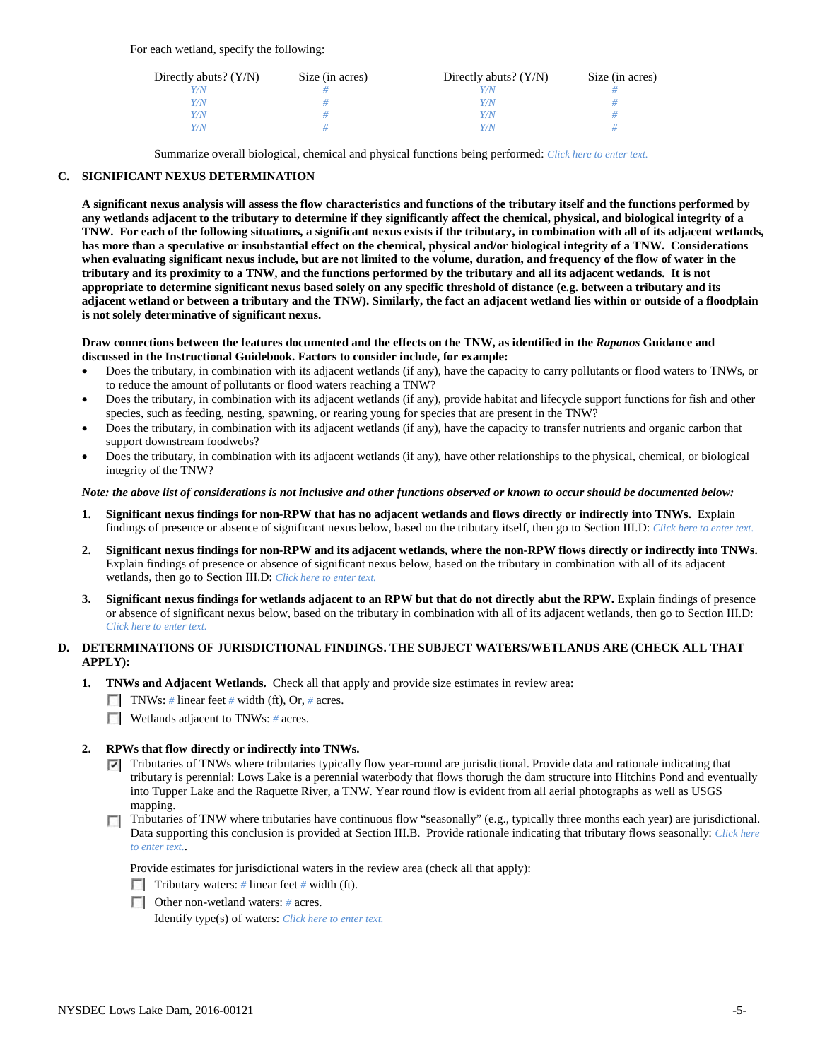For each wetland, specify the following:

| Directly abuts? (Y/N) | Size (in acres) | Directly abuts? (Y/N) | Size (in acres) |
|---|---|---|---|
| Y/N | # | Y/N | # |
| Y/N | # | Y/N | # |
| Y/N | # | Y/N | # |
| Y/N | # | Y/N | # |

Summarize overall biological, chemical and physical functions being performed: *Click here to enter text.*

**C. SIGNIFICANT NEXUS DETERMINATION**

**A significant nexus analysis will assess the flow characteristics and functions of the tributary itself and the functions performed by any wetlands adjacent to the tributary to determine if they significantly affect the chemical, physical, and biological integrity of a TNW. For each of the following situations, a significant nexus exists if the tributary, in combination with all of its adjacent wetlands, has more than a speculative or insubstantial effect on the chemical, physical and/or biological integrity of a TNW. Considerations when evaluating significant nexus include, but are not limited to the volume, duration, and frequency of the flow of water in the tributary and its proximity to a TNW, and the functions performed by the tributary and all its adjacent wetlands. It is not appropriate to determine significant nexus based solely on any specific threshold of distance (e.g. between a tributary and its adjacent wetland or between a tributary and the TNW). Similarly, the fact an adjacent wetland lies within or outside of a floodplain is not solely determinative of significant nexus.**

**Draw connections between the features documented and the effects on the TNW, as identified in the *Rapanos* Guidance and discussed in the Instructional Guidebook. Factors to consider include, for example:**

- Does the tributary, in combination with its adjacent wetlands (if any), have the capacity to carry pollutants or flood waters to TNWs, or to reduce the amount of pollutants or flood waters reaching a TNW?
- Does the tributary, in combination with its adjacent wetlands (if any), provide habitat and lifecycle support functions for fish and other species, such as feeding, nesting, spawning, or rearing young for species that are present in the TNW?
- Does the tributary, in combination with its adjacent wetlands (if any), have the capacity to transfer nutrients and organic carbon that support downstream foodwebs?
- Does the tributary, in combination with its adjacent wetlands (if any), have other relationships to the physical, chemical, or biological integrity of the TNW?

***Note: the above list of considerations is not inclusive and other functions observed or known to occur should be documented below:***

1. **Significant nexus findings for non-RPW that has no adjacent wetlands and flows directly or indirectly into TNWs.** Explain findings of presence or absence of significant nexus below, based on the tributary itself, then go to Section III.D: *Click here to enter text.*

2. **Significant nexus findings for non-RPW and its adjacent wetlands, where the non-RPW flows directly or indirectly into TNWs.** Explain findings of presence or absence of significant nexus below, based on the tributary in combination with all of its adjacent wetlands, then go to Section III.D: *Click here to enter text.*

3. **Significant nexus findings for wetlands adjacent to an RPW but that do not directly abut the RPW.** Explain findings of presence or absence of significant nexus below, based on the tributary in combination with all of its adjacent wetlands, then go to Section III.D: *Click here to enter text.*

**D. DETERMINATIONS OF JURISDICTIONAL FINDINGS. THE SUBJECT WATERS/WETLANDS ARE (CHECK ALL THAT APPLY):**

1. **TNWs and Adjacent Wetlands.** Check all that apply and provide size estimates in review area:
   - ☐ TNWs: # linear feet # width (ft), Or, # acres.
   - ☐ Wetlands adjacent to TNWs: # acres.

2. **RPWs that flow directly or indirectly into TNWs.**
   - ☑ Tributaries of TNWs where tributaries typically flow year-round are jurisdictional. Provide data and rationale indicating that tributary is perennial: Lows Lake is a perennial waterbody that flows thorugh the dam structure into Hitchins Pond and eventually into Tupper Lake and the Raquette River, a TNW. Year round flow is evident from all aerial photographs as well as USGS mapping.
   - ☐ Tributaries of TNW where tributaries have continuous flow "seasonally" (e.g., typically three months each year) are jurisdictional. Data supporting this conclusion is provided at Section III.B. Provide rationale indicating that tributary flows seasonally: *Click here to enter text.*.

   Provide estimates for jurisdictional waters in the review area (check all that apply):
   - ☐ Tributary waters: # linear feet # width (ft).
   - ☐ Other non-wetland waters: # acres.
     Identify type(s) of waters: *Click here to enter text.*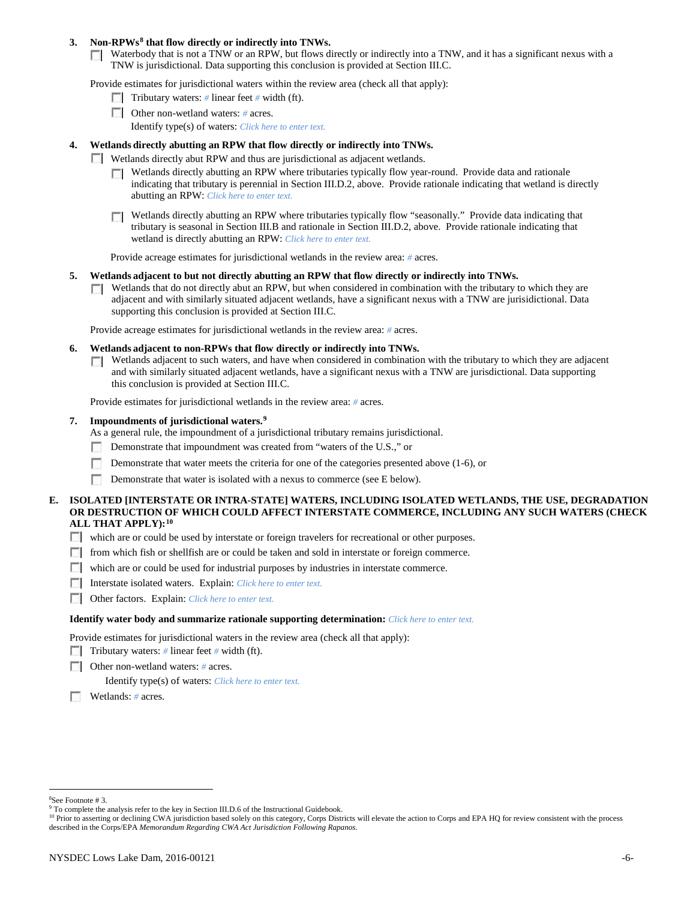**3. Non-RPWs[8] that flow directly or indirectly into TNWs.**

☐ Waterbody that is not a TNW or an RPW, but flows directly or indirectly into a TNW, and it has a significant nexus with a TNW is jurisdictional. Data supporting this conclusion is provided at Section III.C.

Provide estimates for jurisdictional waters within the review area (check all that apply):

- ☐ Tributary waters: # linear feet # width (ft).
- ☐ Other non-wetland waters: # acres.

  Identify type(s) of waters: *Click here to enter text.*

**4. Wetlands directly abutting an RPW that flow directly or indirectly into TNWs.**

☐ Wetlands directly abut RPW and thus are jurisdictional as adjacent wetlands.

- ☐ Wetlands directly abutting an RPW where tributaries typically flow year-round. Provide data and rationale indicating that tributary is perennial in Section III.D.2, above. Provide rationale indicating that wetland is directly abutting an RPW: *Click here to enter text.*
- ☐ Wetlands directly abutting an RPW where tributaries typically flow "seasonally." Provide data indicating that tributary is seasonal in Section III.B and rationale in Section III.D.2, above. Provide rationale indicating that wetland is directly abutting an RPW: *Click here to enter text.*

Provide acreage estimates for jurisdictional wetlands in the review area: # acres.

**5. Wetlands adjacent to but not directly abutting an RPW that flow directly or indirectly into TNWs.**

☐ Wetlands that do not directly abut an RPW, but when considered in combination with the tributary to which they are adjacent and with similarly situated adjacent wetlands, have a significant nexus with a TNW are jurisdictional. Data supporting this conclusion is provided at Section III.C.

Provide acreage estimates for jurisdictional wetlands in the review area: # acres.

**6. Wetlands adjacent to non-RPWs that flow directly or indirectly into TNWs.**

☐ Wetlands adjacent to such waters, and have when considered in combination with the tributary to which they are adjacent and with similarly situated adjacent wetlands, have a significant nexus with a TNW are jurisdictional. Data supporting this conclusion is provided at Section III.C.

Provide estimates for jurisdictional wetlands in the review area: # acres.

**7. Impoundments of jurisdictional waters.[9]**

As a general rule, the impoundment of a jurisdictional tributary remains jurisdictional.

- ☐ Demonstrate that impoundment was created from "waters of the U.S.," or
- ☐ Demonstrate that water meets the criteria for one of the categories presented above (1-6), or
- ☐ Demonstrate that water is isolated with a nexus to commerce (see E below).

**E. ISOLATED [INTERSTATE OR INTRA-STATE] WATERS, INCLUDING ISOLATED WETLANDS, THE USE, DEGRADATION OR DESTRUCTION OF WHICH COULD AFFECT INTERSTATE COMMERCE, INCLUDING ANY SUCH WATERS (CHECK ALL THAT APPLY):[10]**

- ☐ which are or could be used by interstate or foreign travelers for recreational or other purposes.
- ☐ from which fish or shellfish are or could be taken and sold in interstate or foreign commerce.
- ☐ which are or could be used for industrial purposes by industries in interstate commerce.
- ☐ Interstate isolated waters. Explain: *Click here to enter text.*
- ☐ Other factors. Explain: *Click here to enter text.*

**Identify water body and summarize rationale supporting determination:** *Click here to enter text.*

Provide estimates for jurisdictional waters in the review area (check all that apply):

- ☐ Tributary waters: # linear feet # width (ft).
- ☐ Other non-wetland waters: # acres.

  Identify type(s) of waters: *Click here to enter text.*
- ☐ Wetlands: # acres.

---

[8] See Footnote # 3.

[9] To complete the analysis refer to the key in Section III.D.6 of the Instructional Guidebook.

[10] Prior to asserting or declining CWA jurisdiction based solely on this category, Corps Districts will elevate the action to Corps and EPA HQ for review consistent with the process described in the Corps/EPA *Memorandum Regarding CWA Act Jurisdiction Following Rapanos.*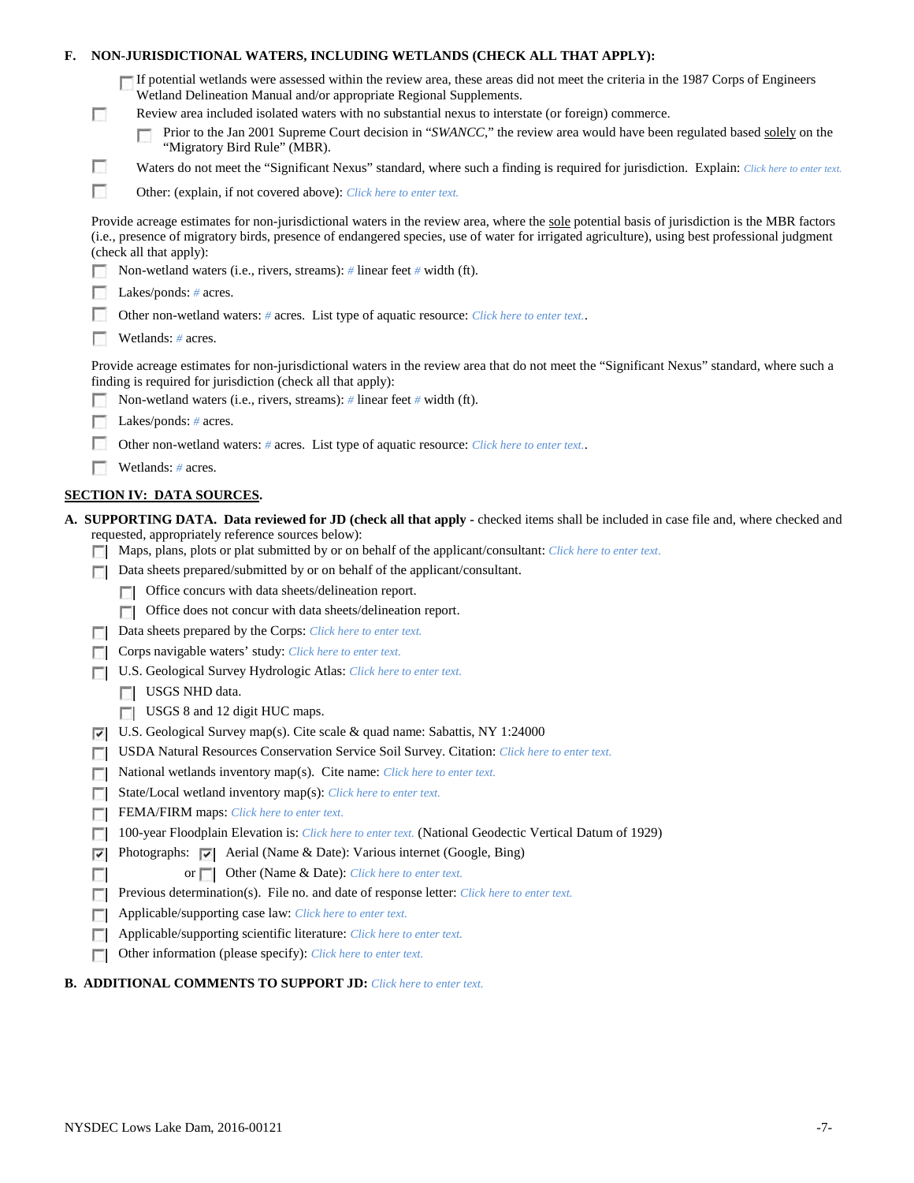**F. NON-JURISDICTIONAL WATERS, INCLUDING WETLANDS (CHECK ALL THAT APPLY):**

- [ ] If potential wetlands were assessed within the review area, these areas did not meet the criteria in the 1987 Corps of Engineers Wetland Delineation Manual and/or appropriate Regional Supplements.
- [ ] Review area included isolated waters with no substantial nexus to interstate (or foreign) commerce.
  - [ ] Prior to the Jan 2001 Supreme Court decision in "*SWANCC*," the review area would have been regulated based solely on the "Migratory Bird Rule" (MBR).
- [ ] Waters do not meet the "Significant Nexus" standard, where such a finding is required for jurisdiction. Explain: *Click here to enter text.*
- [ ] Other: (explain, if not covered above): *Click here to enter text.*

Provide acreage estimates for non-jurisdictional waters in the review area, where the sole potential basis of jurisdiction is the MBR factors (i.e., presence of migratory birds, presence of endangered species, use of water for irrigated agriculture), using best professional judgment (check all that apply):

- [ ] Non-wetland waters (i.e., rivers, streams): # linear feet # width (ft).
- [ ] Lakes/ponds: # acres.
- [ ] Other non-wetland waters: # acres. List type of aquatic resource: *Click here to enter text.*.
- [ ] Wetlands: # acres.

Provide acreage estimates for non-jurisdictional waters in the review area that do not meet the "Significant Nexus" standard, where such a finding is required for jurisdiction (check all that apply):

- [ ] Non-wetland waters (i.e., rivers, streams): # linear feet # width (ft).
- [ ] Lakes/ponds: # acres.
- [ ] Other non-wetland waters: # acres. List type of aquatic resource: *Click here to enter text.*.
- [ ] Wetlands: # acres.

## SECTION IV: DATA SOURCES.

**A. SUPPORTING DATA. Data reviewed for JD (check all that apply** - checked items shall be included in case file and, where checked and requested, appropriately reference sources below):

- [ ] Maps, plans, plots or plat submitted by or on behalf of the applicant/consultant: *Click here to enter text.*
- [ ] Data sheets prepared/submitted by or on behalf of the applicant/consultant.
  - [ ] Office concurs with data sheets/delineation report.
  - [ ] Office does not concur with data sheets/delineation report.
- [ ] Data sheets prepared by the Corps: *Click here to enter text.*
- [ ] Corps navigable waters' study: *Click here to enter text.*
- [ ] U.S. Geological Survey Hydrologic Atlas: *Click here to enter text.*
  - [ ] USGS NHD data.
  - [ ] USGS 8 and 12 digit HUC maps.
- [x] U.S. Geological Survey map(s). Cite scale & quad name: Sabattis, NY 1:24000
- [ ] USDA Natural Resources Conservation Service Soil Survey. Citation: *Click here to enter text.*
- [ ] National wetlands inventory map(s). Cite name: *Click here to enter text.*
- [ ] State/Local wetland inventory map(s): *Click here to enter text.*
- [ ] FEMA/FIRM maps: *Click here to enter text.*
- [ ] 100-year Floodplain Elevation is: *Click here to enter text.* (National Geodectic Vertical Datum of 1929)
- [x] Photographs: [x] Aerial (Name & Date): Various internet (Google, Bing)
- [ ] or [ ] Other (Name & Date): *Click here to enter text.*
- [ ] Previous determination(s). File no. and date of response letter: *Click here to enter text.*
- [ ] Applicable/supporting case law: *Click here to enter text.*
- [ ] Applicable/supporting scientific literature: *Click here to enter text.*
- [ ] Other information (please specify): *Click here to enter text.*

**B. ADDITIONAL COMMENTS TO SUPPORT JD:** *Click here to enter text.*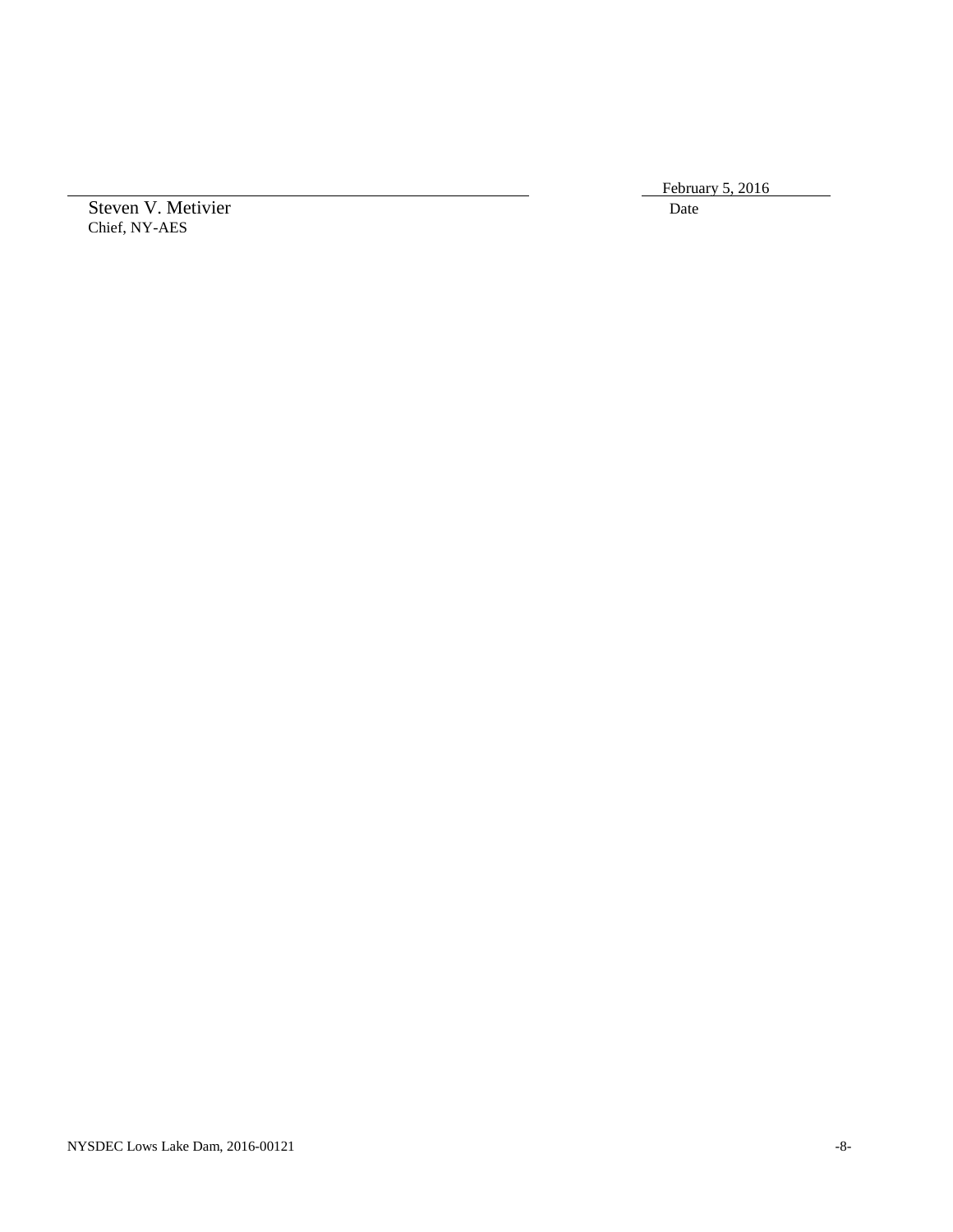\_\_\_\_\_\_\_\_\_\_\_\_\_\_\_\_\_\_\_\_\_\_\_\_\_\_\_\_\_\_\_\_\_\_\_\_\_\_\_\_\_\_\_\_\_\_\_\_\_\_\_\_\_\_\_\_

Steven V. Metivier
Chief, NY-AES

February 5, 2016
Date